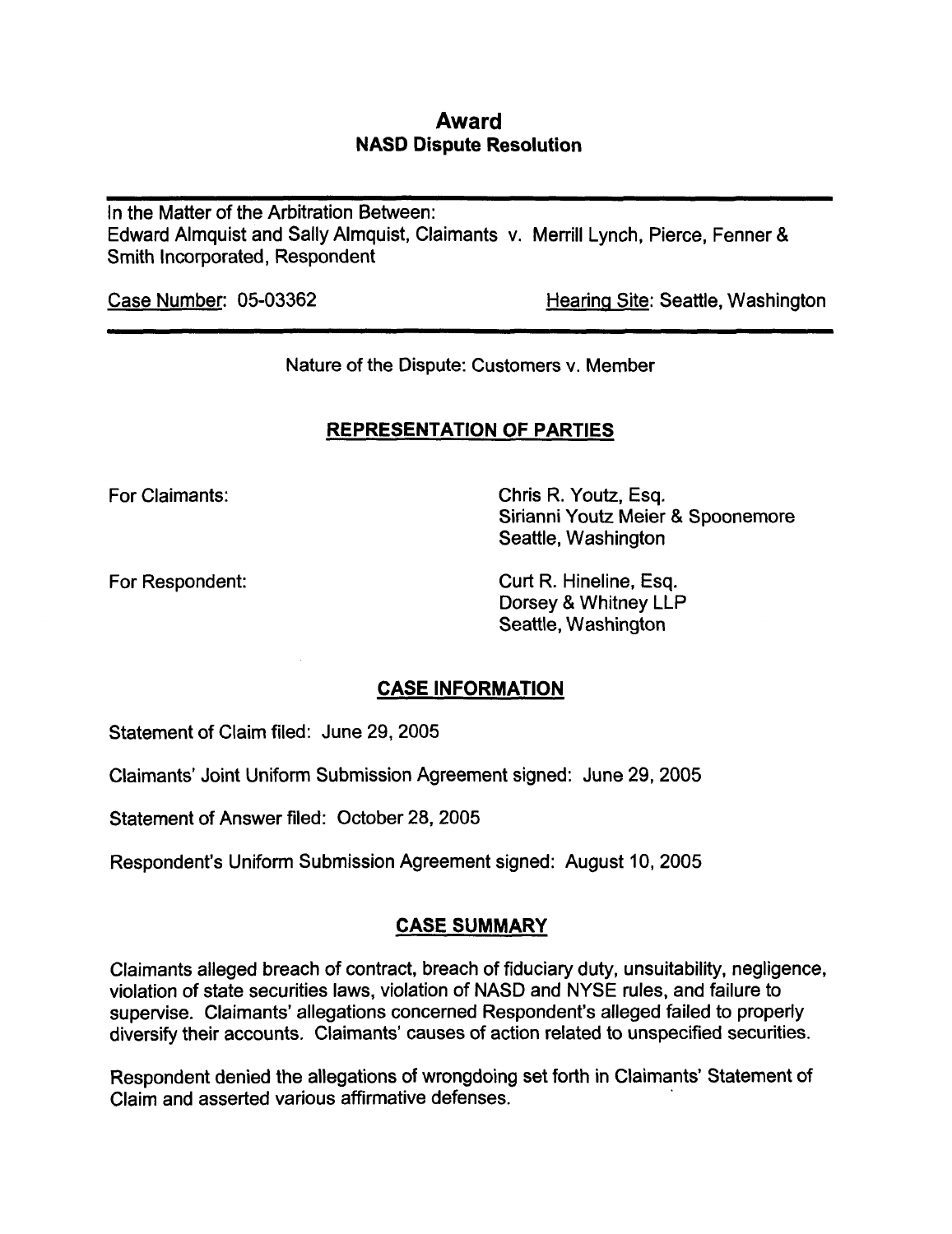# Award
## NASD Dispute Resolution

In the Matter of the Arbitration Between:
Edward Almquist and Sally Almquist, Claimants v. Merrill Lynch, Pierce, Fenner & Smith Incorporated, Respondent

Case Number: 05-03362 | Hearing Site: Seattle, Washington

Nature of the Dispute: Customers v. Member

## REPRESENTATION OF PARTIES

For Claimants: Chris R. Youtz, Esq.
Sirianni Youtz Meier & Spoonemore
Seattle, Washington

For Respondent: Curt R. Hineline, Esq.
Dorsey & Whitney LLP
Seattle, Washington

## CASE INFORMATION

Statement of Claim filed: June 29, 2005

Claimants' Joint Uniform Submission Agreement signed: June 29, 2005

Statement of Answer filed: October 28, 2005

Respondent's Uniform Submission Agreement signed: August 10, 2005

## CASE SUMMARY

Claimants alleged breach of contract, breach of fiduciary duty, unsuitability, negligence, violation of state securities laws, violation of NASD and NYSE rules, and failure to supervise. Claimants' allegations concerned Respondent's alleged failed to properly diversify their accounts. Claimants' causes of action related to unspecified securities.

Respondent denied the allegations of wrongdoing set forth in Claimants' Statement of Claim and asserted various affirmative defenses.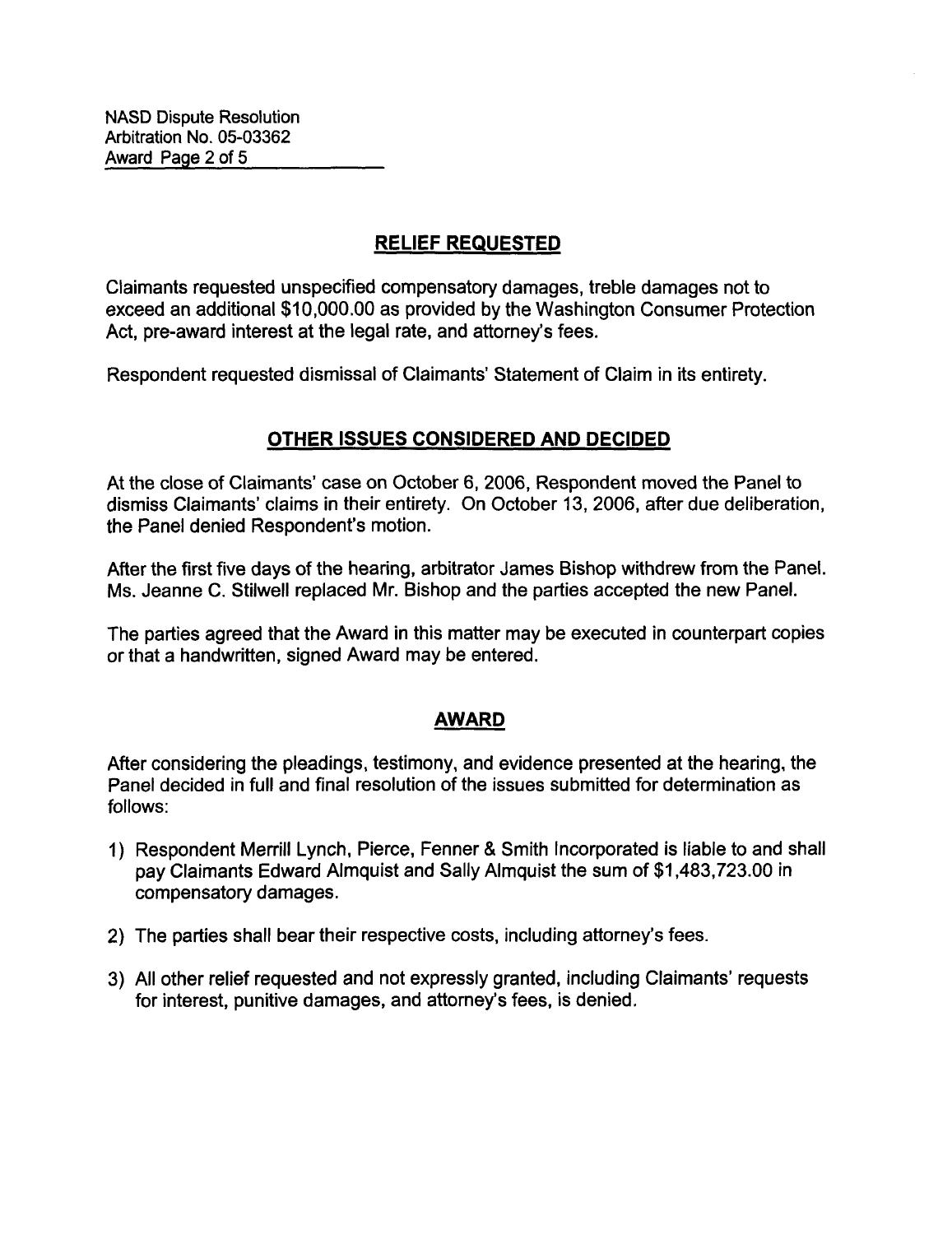## RELIEF REQUESTED

Claimants requested unspecified compensatory damages, treble damages not to exceed an additional $10,000.00 as provided by the Washington Consumer Protection Act, pre-award interest at the legal rate, and attorney's fees.

Respondent requested dismissal of Claimants' Statement of Claim in its entirety.

## OTHER ISSUES CONSIDERED AND DECIDED

At the close of Claimants' case on October 6, 2006, Respondent moved the Panel to dismiss Claimants' claims in their entirety. On October 13, 2006, after due deliberation, the Panel denied Respondent's motion.

After the first five days of the hearing, arbitrator James Bishop withdrew from the Panel. Ms. Jeanne C. Stilwell replaced Mr. Bishop and the parties accepted the new Panel.

The parties agreed that the Award in this matter may be executed in counterpart copies or that a handwritten, signed Award may be entered.

## AWARD

After considering the pleadings, testimony, and evidence presented at the hearing, the Panel decided in full and final resolution of the issues submitted for determination as follows:

1) Respondent Merrill Lynch, Pierce, Fenner & Smith Incorporated is liable to and shall pay Claimants Edward Almquist and Sally Almquist the sum of $1,483,723.00 in compensatory damages.

2) The parties shall bear their respective costs, including attorney's fees.

3) All other relief requested and not expressly granted, including Claimants' requests for interest, punitive damages, and attorney's fees, is denied.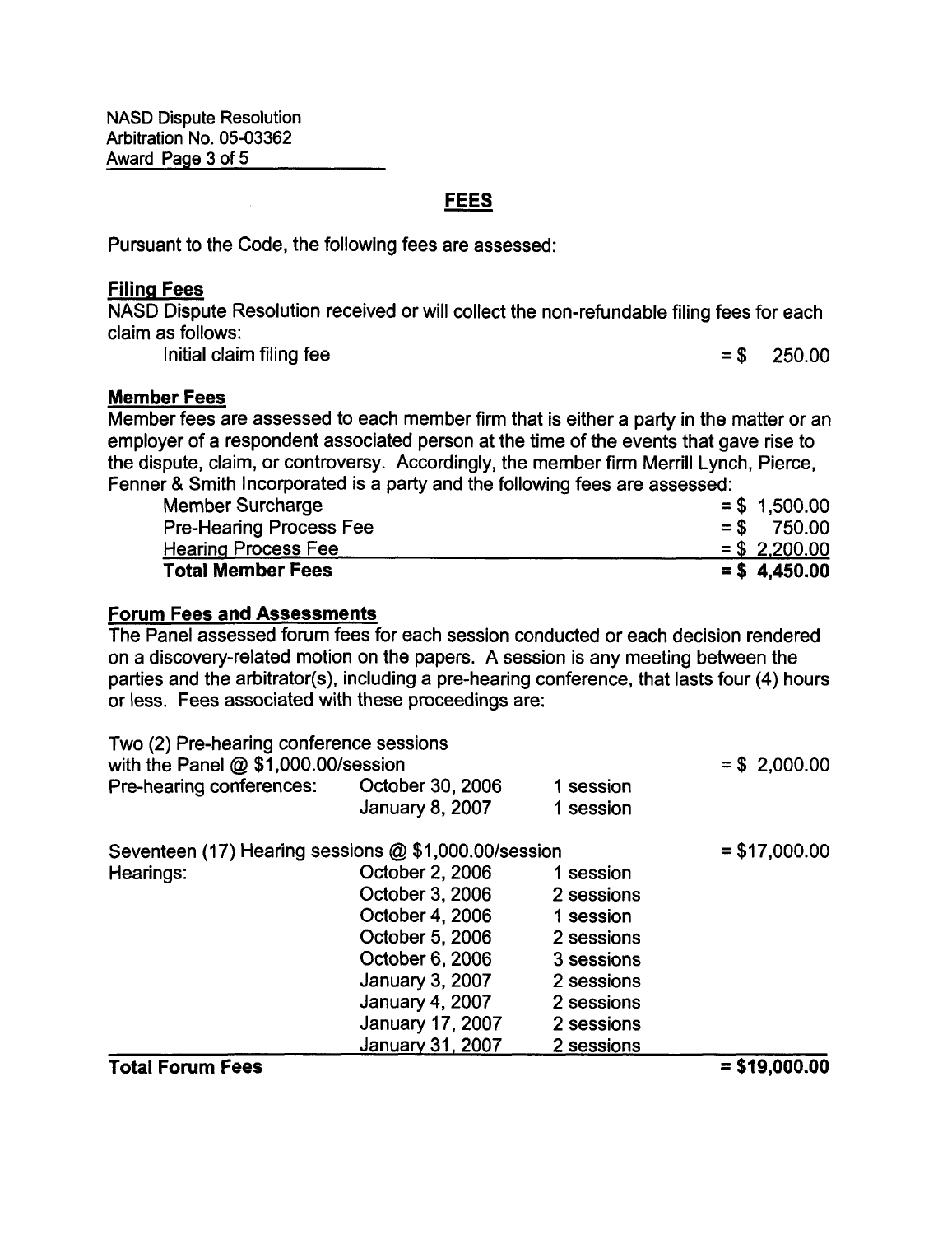NASD Dispute Resolution
Arbitration No. 05-03362

## FEES

Pursuant to the Code, the following fees are assessed:

### Filing Fees

NASD Dispute Resolution received or will collect the non-refundable filing fees for each claim as follows:

| | |
|---|---|
| Initial claim filing fee | = $ 250.00 |

### Member Fees

Member fees are assessed to each member firm that is either a party in the matter or an employer of a respondent associated person at the time of the events that gave rise to the dispute, claim, or controversy. Accordingly, the member firm Merrill Lynch, Pierce, Fenner & Smith Incorporated is a party and the following fees are assessed:

| | |
|---|---|
| Member Surcharge | = $ 1,500.00 |
| Pre-Hearing Process Fee | = $ 750.00 |
| Hearing Process Fee | = $ 2,200.00 |
| **Total Member Fees** | **= $ 4,450.00** |

### Forum Fees and Assessments

The Panel assessed forum fees for each session conducted or each decision rendered on a discovery-related motion on the papers. A session is any meeting between the parties and the arbitrator(s), including a pre-hearing conference, that lasts four (4) hours or less. Fees associated with these proceedings are:

| | | | |
|---|---|---|---|
| Two (2) Pre-hearing conference sessions with the Panel @ $1,000.00/session | | | = $ 2,000.00 |
| Pre-hearing conferences: | October 30, 2006 | 1 session | |
| | January 8, 2007 | 1 session | |
| Seventeen (17) Hearing sessions @ $1,000.00/session | | | = $17,000.00 |
| Hearings: | October 2, 2006 | 1 session | |
| | October 3, 2006 | 2 sessions | |
| | October 4, 2006 | 1 session | |
| | October 5, 2006 | 2 sessions | |
| | October 6, 2006 | 3 sessions | |
| | January 3, 2007 | 2 sessions | |
| | January 4, 2007 | 2 sessions | |
| | January 17, 2007 | 2 sessions | |
| | January 31, 2007 | 2 sessions | |
| **Total Forum Fees** | | | **= $19,000.00** |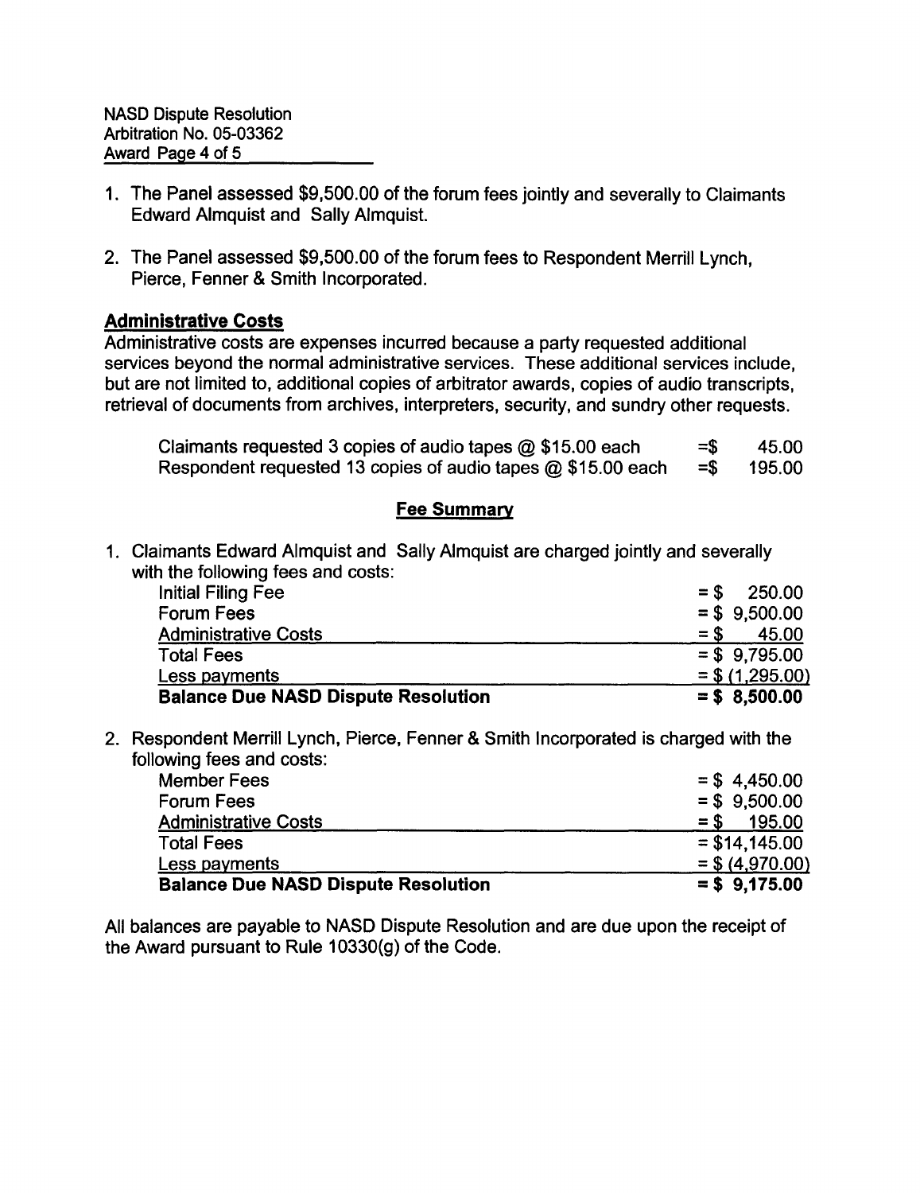1. The Panel assessed $9,500.00 of the forum fees jointly and severally to Claimants Edward Almquist and Sally Almquist.

2. The Panel assessed $9,500.00 of the forum fees to Respondent Merrill Lynch, Pierce, Fenner & Smith Incorporated.

## Administrative Costs

Administrative costs are expenses incurred because a party requested additional services beyond the normal administrative services. These additional services include, but are not limited to, additional copies of arbitrator awards, copies of audio transcripts, retrieval of documents from archives, interpreters, security, and sundry other requests.

| | |
|---|---|
| Claimants requested 3 copies of audio tapes @ $15.00 each | =$ 45.00 |
| Respondent requested 13 copies of audio tapes @ $15.00 each | =$ 195.00 |

## Fee Summary

1. Claimants Edward Almquist and Sally Almquist are charged jointly and severally with the following fees and costs:

| | |
|---|---|
| Initial Filing Fee | = $ 250.00 |
| Forum Fees | = $ 9,500.00 |
| Administrative Costs | = $ 45.00 |
| Total Fees | = $ 9,795.00 |
| Less payments | = $ (1,295.00) |
| **Balance Due NASD Dispute Resolution** | **= $ 8,500.00** |

2. Respondent Merrill Lynch, Pierce, Fenner & Smith Incorporated is charged with the following fees and costs:

| | |
|---|---|
| Member Fees | = $ 4,450.00 |
| Forum Fees | = $ 9,500.00 |
| Administrative Costs | = $ 195.00 |
| Total Fees | = $14,145.00 |
| Less payments | = $ (4,970.00) |
| **Balance Due NASD Dispute Resolution** | **= $ 9,175.00** |

All balances are payable to NASD Dispute Resolution and are due upon the receipt of the Award pursuant to Rule 10330(g) of the Code.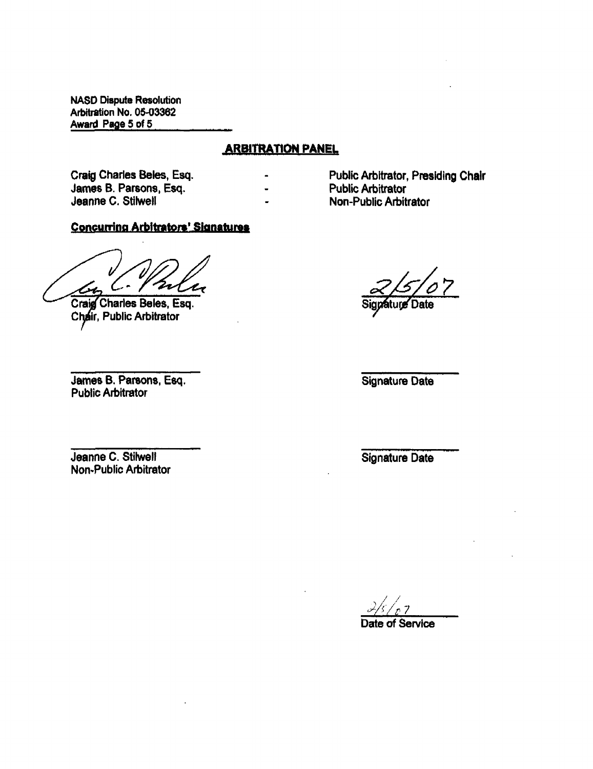NASD Dispute Resolution
Arbitration No. 05-03362
Award Page 5 of 5

## ARBITRATION PANEL

| | | |
|---|---|---|
| Craig Charles Beles, Esq. | - | Public Arbitrator, Presiding Chair |
| James B. Parsons, Esq. | - | Public Arbitrator |
| Jeanne C. Stilwell | - | Non-Public Arbitrator |

**Concurring Arbitrators' Signatures**

Craig Charles Beles, Esq.
Chair, Public Arbitrator

2/5/07
Signature Date

James B. Parsons, Esq.
Public Arbitrator

Signature Date

Jeanne C. Stilwell
Non-Public Arbitrator

Signature Date

2/5/07
Date of Service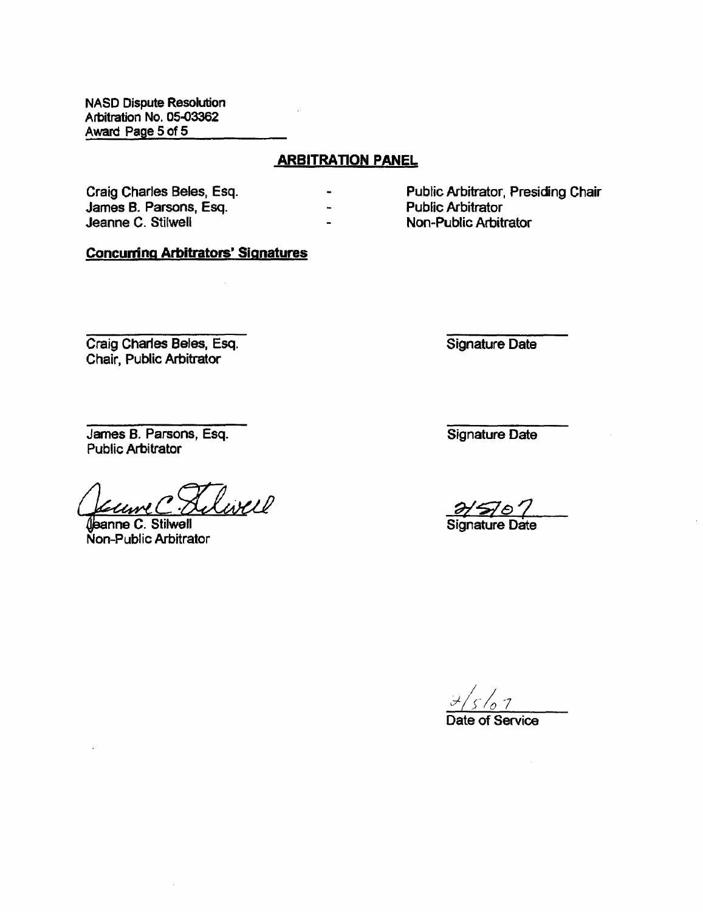NASD Dispute Resolution
Arbitration No. 05-03362
Award Page 5 of 5

## ARBITRATION PANEL

| | | |
|---|---|---|
| Craig Charles Beles, Esq. | - | Public Arbitrator, Presiding Chair |
| James B. Parsons, Esq. | - | Public Arbitrator |
| Jeanne C. Stilwell | - | Non-Public Arbitrator |

**Concurring Arbitrators' Signatures**

Craig Charles Beles, Esq.
Chair, Public Arbitrator

Signature Date

James B. Parsons, Esq.
Public Arbitrator

Signature Date

Jeanne C. Stilwell
Non-Public Arbitrator

2/5/07
Signature Date

2/5/07
Date of Service